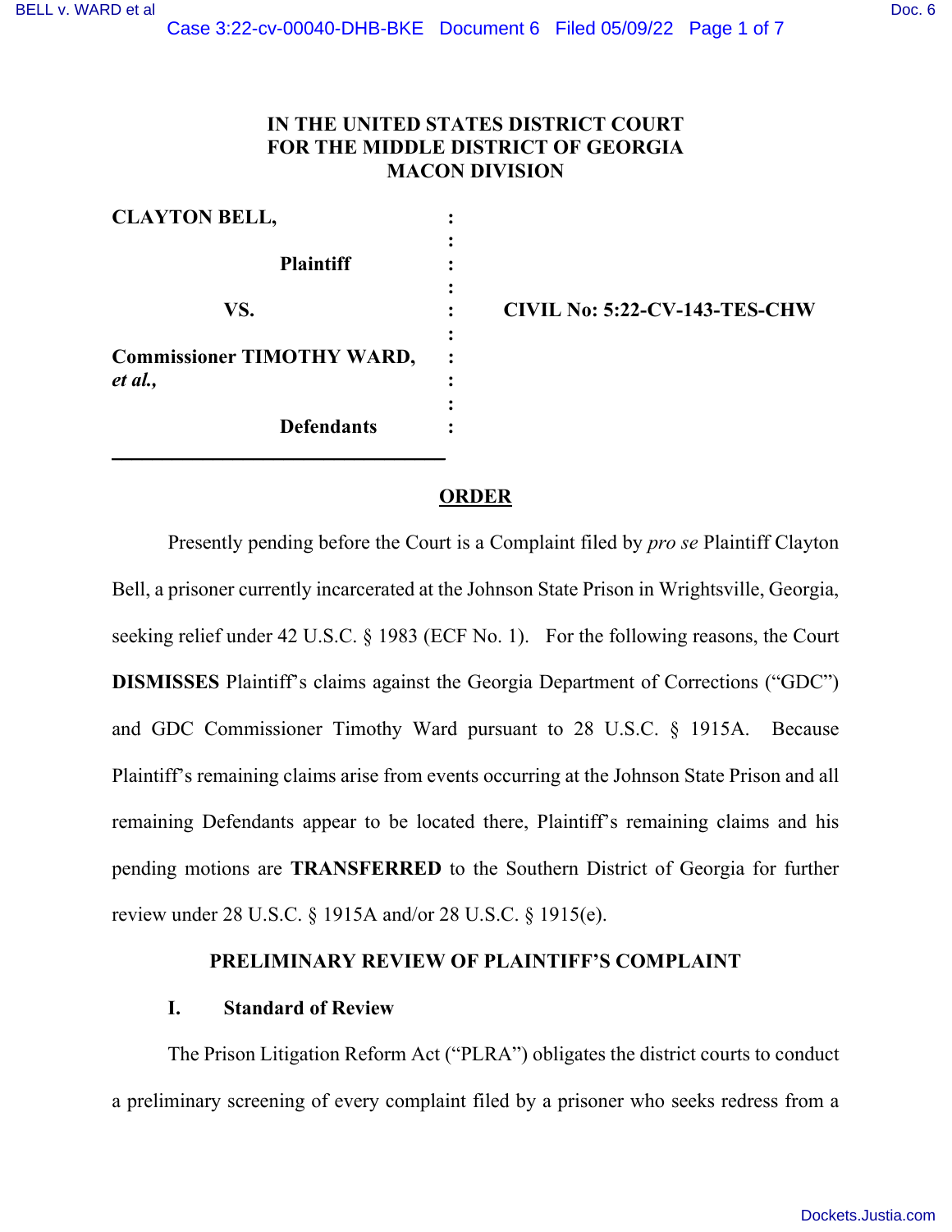**IN THE UNITED STATES DISTRICT COURT**
**FOR THE MIDDLE DISTRICT OF GEORGIA**
**MACON DIVISION**

**CLAYTON BELL,**

**Plaintiff**

**VS.**

**Commissioner TIMOTHY WARD,** ***et al.,***

**Defendants**

**CIVIL No: 5:22-CV-143-TES-CHW**

## ORDER

Presently pending before the Court is a Complaint filed by *pro se* Plaintiff Clayton Bell, a prisoner currently incarcerated at the Johnson State Prison in Wrightsville, Georgia, seeking relief under 42 U.S.C. § 1983 (ECF No. 1). For the following reasons, the Court **DISMISSES** Plaintiff's claims against the Georgia Department of Corrections ("GDC") and GDC Commissioner Timothy Ward pursuant to 28 U.S.C. § 1915A. Because Plaintiff's remaining claims arise from events occurring at the Johnson State Prison and all remaining Defendants appear to be located there, Plaintiff's remaining claims and his pending motions are **TRANSFERRED** to the Southern District of Georgia for further review under 28 U.S.C. § 1915A and/or 28 U.S.C. § 1915(e).

### PRELIMINARY REVIEW OF PLAINTIFF'S COMPLAINT

#### I. Standard of Review

The Prison Litigation Reform Act ("PLRA") obligates the district courts to conduct a preliminary screening of every complaint filed by a prisoner who seeks redress from a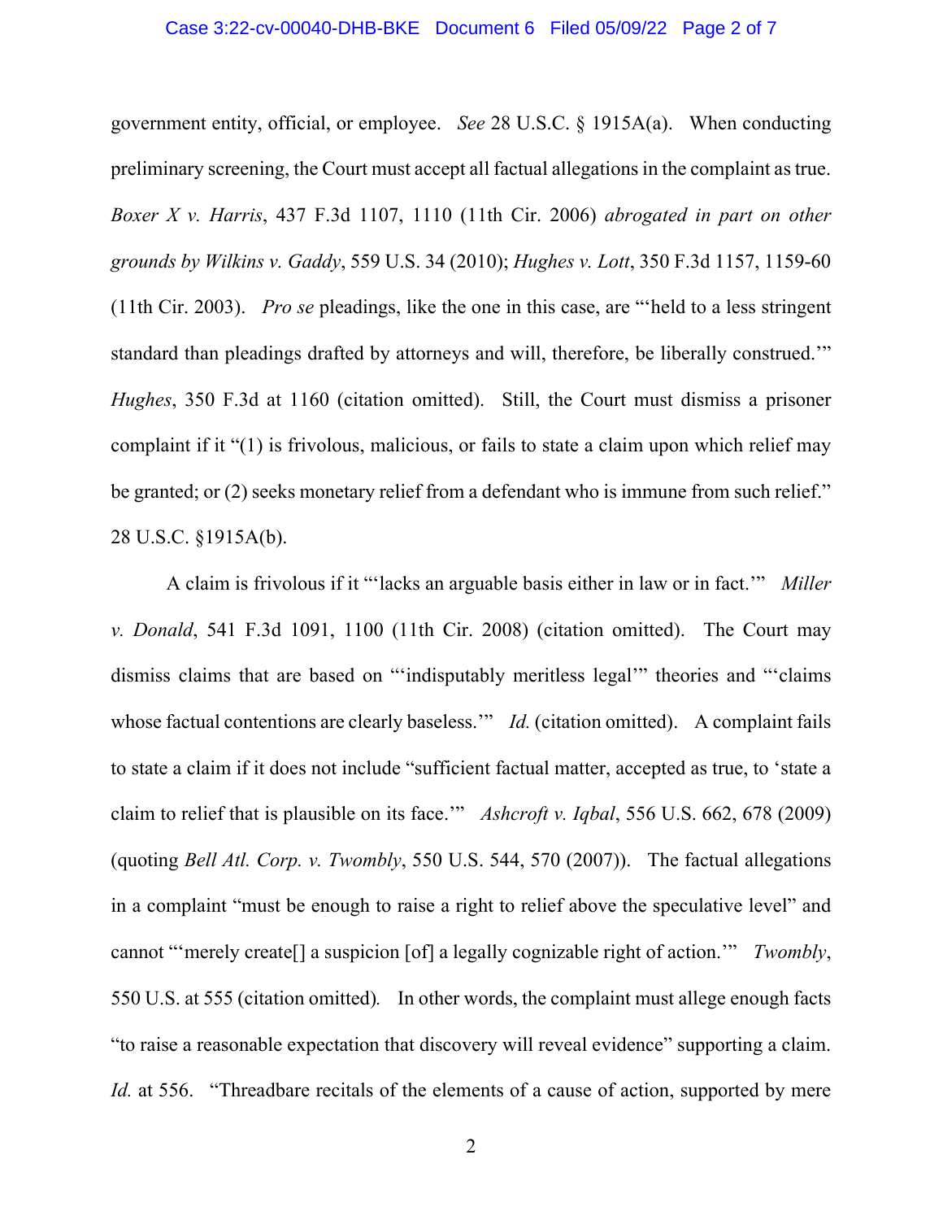government entity, official, or employee. *See* 28 U.S.C. § 1915A(a). When conducting preliminary screening, the Court must accept all factual allegations in the complaint as true. *Boxer X v. Harris*, 437 F.3d 1107, 1110 (11th Cir. 2006) *abrogated in part on other grounds by Wilkins v. Gaddy*, 559 U.S. 34 (2010); *Hughes v. Lott*, 350 F.3d 1157, 1159-60 (11th Cir. 2003). *Pro se* pleadings, like the one in this case, are "'held to a less stringent standard than pleadings drafted by attorneys and will, therefore, be liberally construed.'" *Hughes*, 350 F.3d at 1160 (citation omitted). Still, the Court must dismiss a prisoner complaint if it "(1) is frivolous, malicious, or fails to state a claim upon which relief may be granted; or (2) seeks monetary relief from a defendant who is immune from such relief." 28 U.S.C. §1915A(b).

A claim is frivolous if it "'lacks an arguable basis either in law or in fact.'" *Miller v. Donald*, 541 F.3d 1091, 1100 (11th Cir. 2008) (citation omitted). The Court may dismiss claims that are based on "'indisputably meritless legal'" theories and "'claims whose factual contentions are clearly baseless.'" *Id.* (citation omitted). A complaint fails to state a claim if it does not include "sufficient factual matter, accepted as true, to 'state a claim to relief that is plausible on its face.'" *Ashcroft v. Iqbal*, 556 U.S. 662, 678 (2009) (quoting *Bell Atl. Corp. v. Twombly*, 550 U.S. 544, 570 (2007)). The factual allegations in a complaint "must be enough to raise a right to relief above the speculative level" and cannot "'merely create[] a suspicion [of] a legally cognizable right of action.'" *Twombly*, 550 U.S. at 555 (citation omitted). In other words, the complaint must allege enough facts "to raise a reasonable expectation that discovery will reveal evidence" supporting a claim. *Id.* at 556. "Threadbare recitals of the elements of a cause of action, supported by mere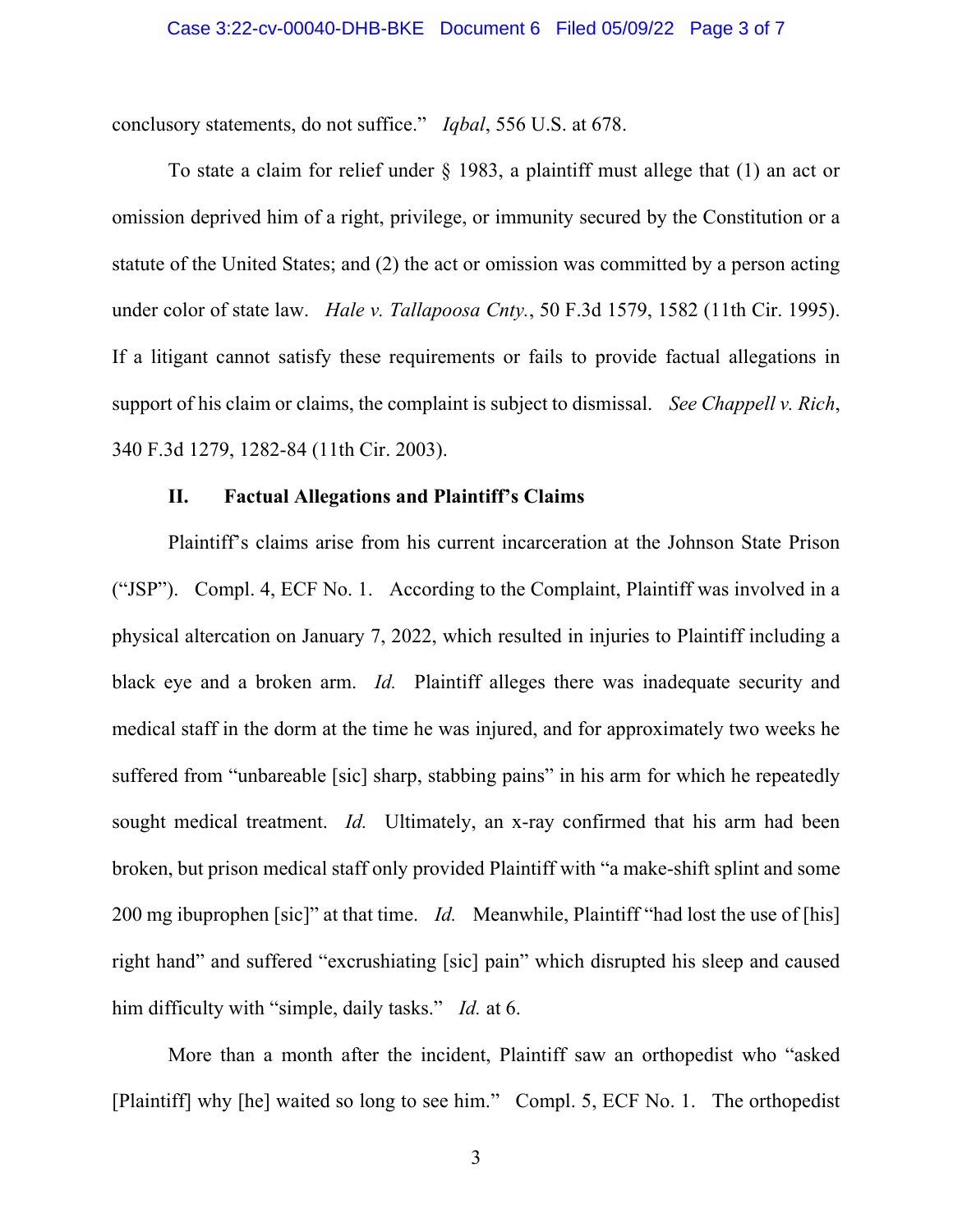conclusory statements, do not suffice." *Iqbal*, 556 U.S. at 678.

To state a claim for relief under § 1983, a plaintiff must allege that (1) an act or omission deprived him of a right, privilege, or immunity secured by the Constitution or a statute of the United States; and (2) the act or omission was committed by a person acting under color of state law. *Hale v. Tallapoosa Cnty.*, 50 F.3d 1579, 1582 (11th Cir. 1995). If a litigant cannot satisfy these requirements or fails to provide factual allegations in support of his claim or claims, the complaint is subject to dismissal. *See Chappell v. Rich*, 340 F.3d 1279, 1282-84 (11th Cir. 2003).

## II. Factual Allegations and Plaintiff's Claims

Plaintiff's claims arise from his current incarceration at the Johnson State Prison ("JSP"). Compl. 4, ECF No. 1. According to the Complaint, Plaintiff was involved in a physical altercation on January 7, 2022, which resulted in injuries to Plaintiff including a black eye and a broken arm. *Id.* Plaintiff alleges there was inadequate security and medical staff in the dorm at the time he was injured, and for approximately two weeks he suffered from "unbareable [sic] sharp, stabbing pains" in his arm for which he repeatedly sought medical treatment. *Id.* Ultimately, an x-ray confirmed that his arm had been broken, but prison medical staff only provided Plaintiff with "a make-shift splint and some 200 mg ibuprophen [sic]" at that time. *Id.* Meanwhile, Plaintiff "had lost the use of [his] right hand" and suffered "excrushiating [sic] pain" which disrupted his sleep and caused him difficulty with "simple, daily tasks." *Id.* at 6.

More than a month after the incident, Plaintiff saw an orthopedist who "asked [Plaintiff] why [he] waited so long to see him." Compl. 5, ECF No. 1. The orthopedist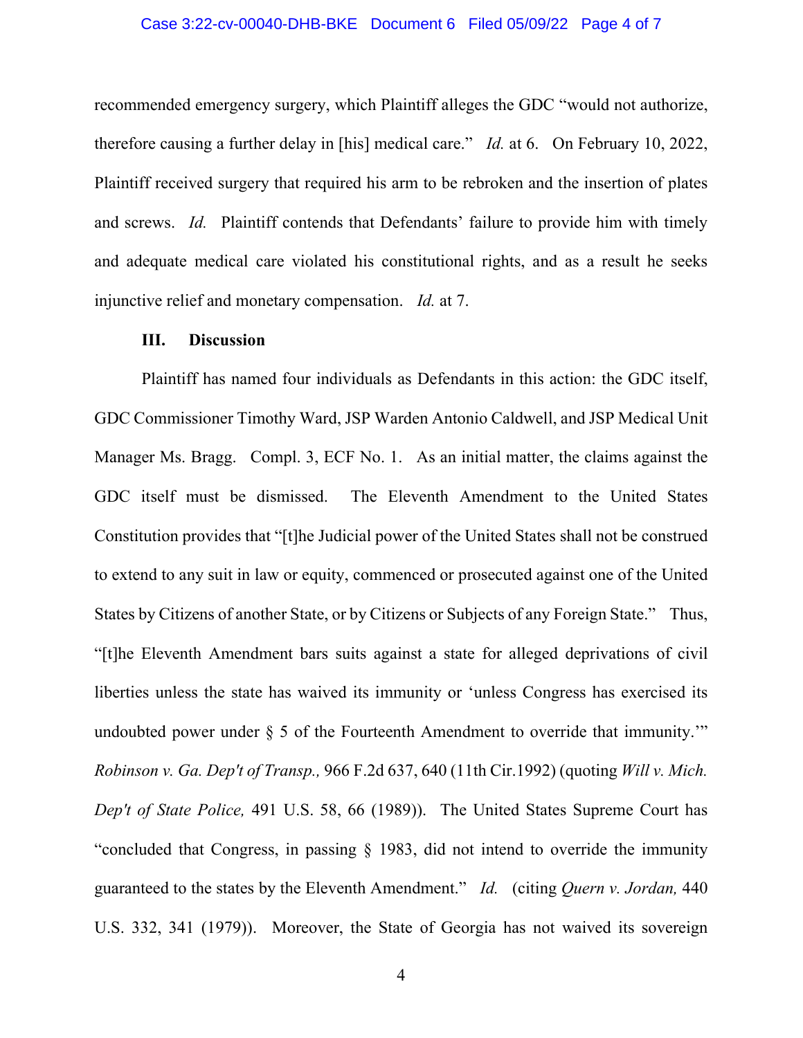recommended emergency surgery, which Plaintiff alleges the GDC "would not authorize, therefore causing a further delay in [his] medical care." *Id.* at 6. On February 10, 2022, Plaintiff received surgery that required his arm to be rebroken and the insertion of plates and screws. *Id.* Plaintiff contends that Defendants' failure to provide him with timely and adequate medical care violated his constitutional rights, and as a result he seeks injunctive relief and monetary compensation. *Id.* at 7.

### III. Discussion

Plaintiff has named four individuals as Defendants in this action: the GDC itself, GDC Commissioner Timothy Ward, JSP Warden Antonio Caldwell, and JSP Medical Unit Manager Ms. Bragg. Compl. 3, ECF No. 1. As an initial matter, the claims against the GDC itself must be dismissed. The Eleventh Amendment to the United States Constitution provides that "[t]he Judicial power of the United States shall not be construed to extend to any suit in law or equity, commenced or prosecuted against one of the United States by Citizens of another State, or by Citizens or Subjects of any Foreign State." Thus, "[t]he Eleventh Amendment bars suits against a state for alleged deprivations of civil liberties unless the state has waived its immunity or 'unless Congress has exercised its undoubted power under § 5 of the Fourteenth Amendment to override that immunity.'" *Robinson v. Ga. Dep't of Transp.,* 966 F.2d 637, 640 (11th Cir.1992) (quoting *Will v. Mich. Dep't of State Police,* 491 U.S. 58, 66 (1989)). The United States Supreme Court has "concluded that Congress, in passing § 1983, did not intend to override the immunity guaranteed to the states by the Eleventh Amendment." *Id.* (citing *Quern v. Jordan,* 440 U.S. 332, 341 (1979)). Moreover, the State of Georgia has not waived its sovereign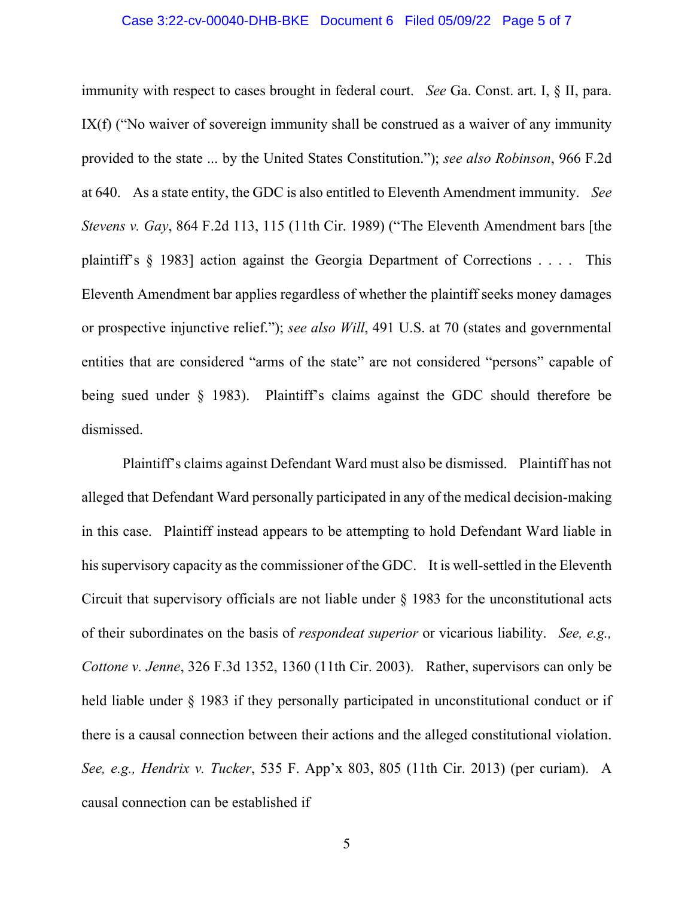immunity with respect to cases brought in federal court. *See* Ga. Const. art. I, § II, para. IX(f) ("No waiver of sovereign immunity shall be construed as a waiver of any immunity provided to the state ... by the United States Constitution."); *see also Robinson*, 966 F.2d at 640. As a state entity, the GDC is also entitled to Eleventh Amendment immunity. *See Stevens v. Gay*, 864 F.2d 113, 115 (11th Cir. 1989) ("The Eleventh Amendment bars [the plaintiff's § 1983] action against the Georgia Department of Corrections . . . . This Eleventh Amendment bar applies regardless of whether the plaintiff seeks money damages or prospective injunctive relief."); *see also Will*, 491 U.S. at 70 (states and governmental entities that are considered "arms of the state" are not considered "persons" capable of being sued under § 1983). Plaintiff's claims against the GDC should therefore be dismissed.

Plaintiff's claims against Defendant Ward must also be dismissed. Plaintiff has not alleged that Defendant Ward personally participated in any of the medical decision-making in this case. Plaintiff instead appears to be attempting to hold Defendant Ward liable in his supervisory capacity as the commissioner of the GDC. It is well-settled in the Eleventh Circuit that supervisory officials are not liable under § 1983 for the unconstitutional acts of their subordinates on the basis of *respondeat superior* or vicarious liability. *See, e.g., Cottone v. Jenne*, 326 F.3d 1352, 1360 (11th Cir. 2003). Rather, supervisors can only be held liable under § 1983 if they personally participated in unconstitutional conduct or if there is a causal connection between their actions and the alleged constitutional violation. *See, e.g., Hendrix v. Tucker*, 535 F. App'x 803, 805 (11th Cir. 2013) (per curiam). A causal connection can be established if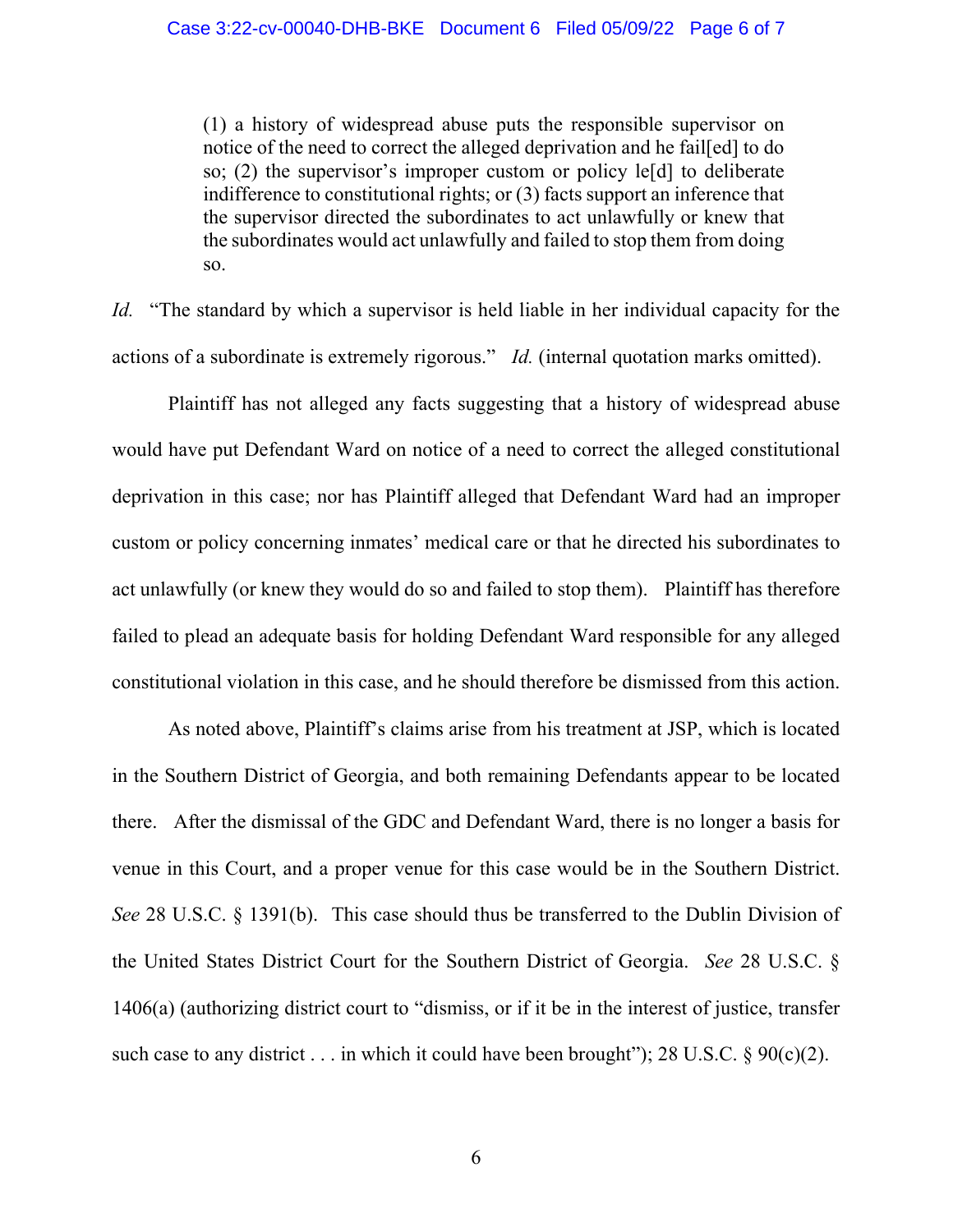> (1) a history of widespread abuse puts the responsible supervisor on notice of the need to correct the alleged deprivation and he fail[ed] to do so; (2) the supervisor's improper custom or policy le[d] to deliberate indifference to constitutional rights; or (3) facts support an inference that the supervisor directed the subordinates to act unlawfully or knew that the subordinates would act unlawfully and failed to stop them from doing so.

*Id.* "The standard by which a supervisor is held liable in her individual capacity for the actions of a subordinate is extremely rigorous." *Id.* (internal quotation marks omitted).

Plaintiff has not alleged any facts suggesting that a history of widespread abuse would have put Defendant Ward on notice of a need to correct the alleged constitutional deprivation in this case; nor has Plaintiff alleged that Defendant Ward had an improper custom or policy concerning inmates' medical care or that he directed his subordinates to act unlawfully (or knew they would do so and failed to stop them). Plaintiff has therefore failed to plead an adequate basis for holding Defendant Ward responsible for any alleged constitutional violation in this case, and he should therefore be dismissed from this action.

As noted above, Plaintiff's claims arise from his treatment at JSP, which is located in the Southern District of Georgia, and both remaining Defendants appear to be located there. After the dismissal of the GDC and Defendant Ward, there is no longer a basis for venue in this Court, and a proper venue for this case would be in the Southern District. *See* 28 U.S.C. § 1391(b). This case should thus be transferred to the Dublin Division of the United States District Court for the Southern District of Georgia. *See* 28 U.S.C. § 1406(a) (authorizing district court to "dismiss, or if it be in the interest of justice, transfer such case to any district . . . in which it could have been brought"); 28 U.S.C. § 90(c)(2).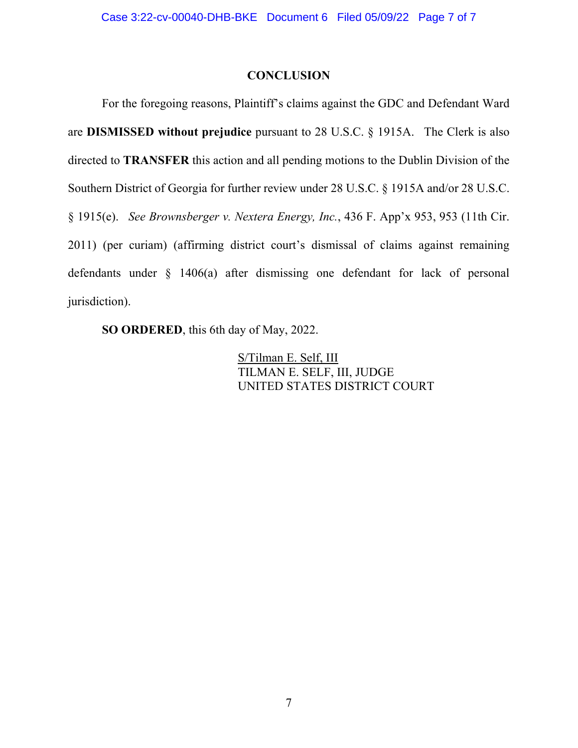## CONCLUSION

For the foregoing reasons, Plaintiff's claims against the GDC and Defendant Ward are **DISMISSED without prejudice** pursuant to 28 U.S.C. § 1915A. The Clerk is also directed to **TRANSFER** this action and all pending motions to the Dublin Division of the Southern District of Georgia for further review under 28 U.S.C. § 1915A and/or 28 U.S.C. § 1915(e). *See Brownsberger v. Nextera Energy, Inc.*, 436 F. App'x 953, 953 (11th Cir. 2011) (per curiam) (affirming district court's dismissal of claims against remaining defendants under § 1406(a) after dismissing one defendant for lack of personal jurisdiction).

**SO ORDERED**, this 6th day of May, 2022.

S/Tilman E. Self, III
TILMAN E. SELF, III, JUDGE
UNITED STATES DISTRICT COURT